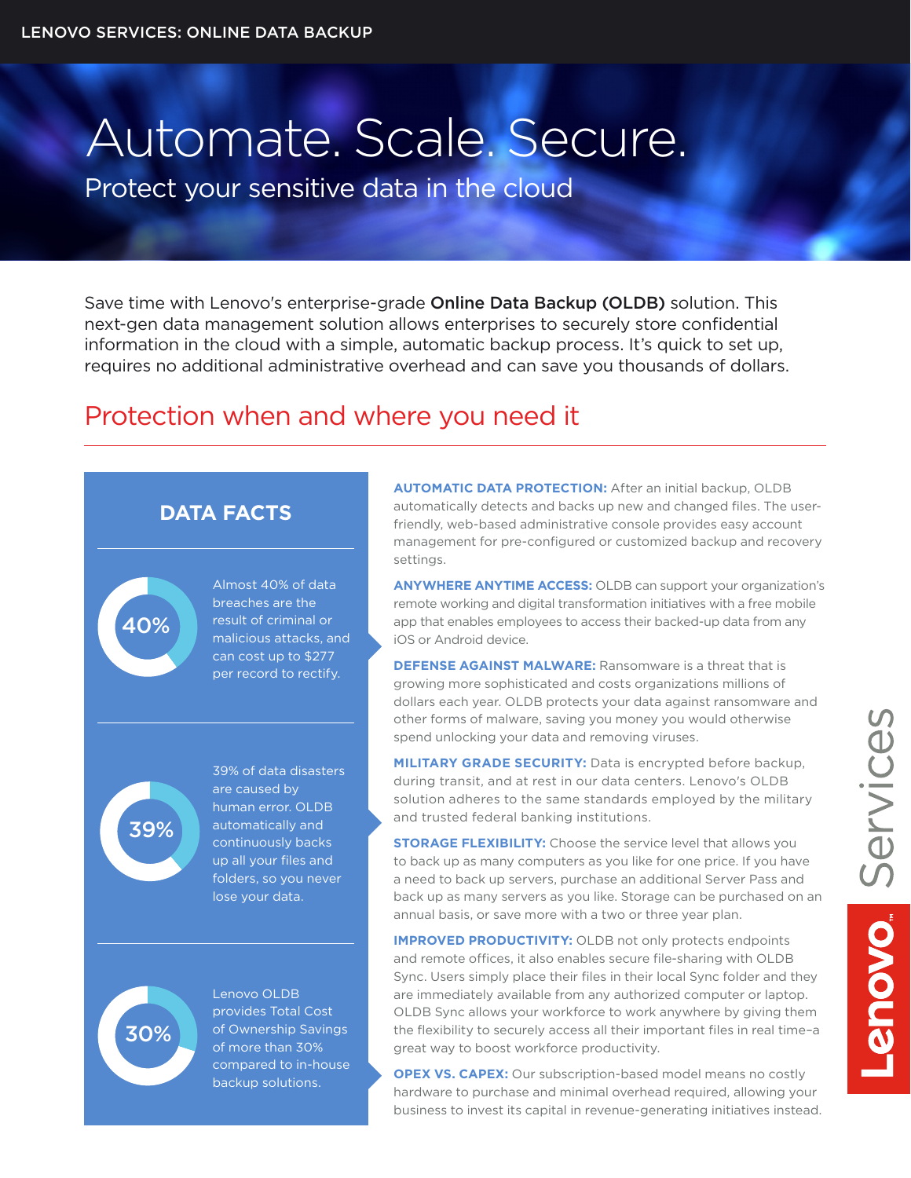# Automate. Scale. Secure.

## Protect your sensitive data in the cloud

Save time with Lenovo's enterprise-grade **Online Data Backup (OLDB)** solution. This next-gen data management solution allows enterprises to securely store confidential information in the cloud with a simple, automatic backup process. It's quick to set up, requires no additional administrative overhead and can save you thousands of dollars.

## Protection when and where you need it

### DATA FACTS

**40%** — Almost 40% of data breaches are the result of criminal or malicious attacks, and can cost up to $277 per record to rectify.

**39%** — 39% of data disasters are caused by human error. OLDB automatically and continuously backs up all your files and folders, so you never lose your data.

**30%** — Lenovo OLDB provides Total Cost of Ownership Savings of more than 30% compared to in-house backup solutions.

**AUTOMATIC DATA PROTECTION:** After an initial backup, OLDB automatically detects and backs up new and changed files. The user-friendly, web-based administrative console provides easy account management for pre-configured or customized backup and recovery settings.

**ANYWHERE ANYTIME ACCESS:** OLDB can support your organization's remote working and digital transformation initiatives with a free mobile app that enables employees to access their backed-up data from any iOS or Android device.

**DEFENSE AGAINST MALWARE:** Ransomware is a threat that is growing more sophisticated and costs organizations millions of dollars each year. OLDB protects your data against ransomware and other forms of malware, saving you money you would otherwise spend unlocking your data and removing viruses.

**MILITARY GRADE SECURITY:** Data is encrypted before backup, during transit, and at rest in our data centers. Lenovo's OLDB solution adheres to the same standards employed by the military and trusted federal banking institutions.

**STORAGE FLEXIBILITY:** Choose the service level that allows you to back up as many computers as you like for one price. If you have a need to back up servers, purchase an additional Server Pass and back up as many servers as you like. Storage can be purchased on an annual basis, or save more with a two or three year plan.

**IMPROVED PRODUCTIVITY:** OLDB not only protects endpoints and remote offices, it also enables secure file-sharing with OLDB Sync. Users simply place their files in their local Sync folder and they are immediately available from any authorized computer or laptop. OLDB Sync allows your workforce to work anywhere by giving them the flexibility to securely access all their important files in real time–a great way to boost workforce productivity.

**OPEX VS. CAPEX:** Our subscription-based model means no costly hardware to purchase and minimal overhead required, allowing your business to invest its capital in revenue-generating initiatives instead.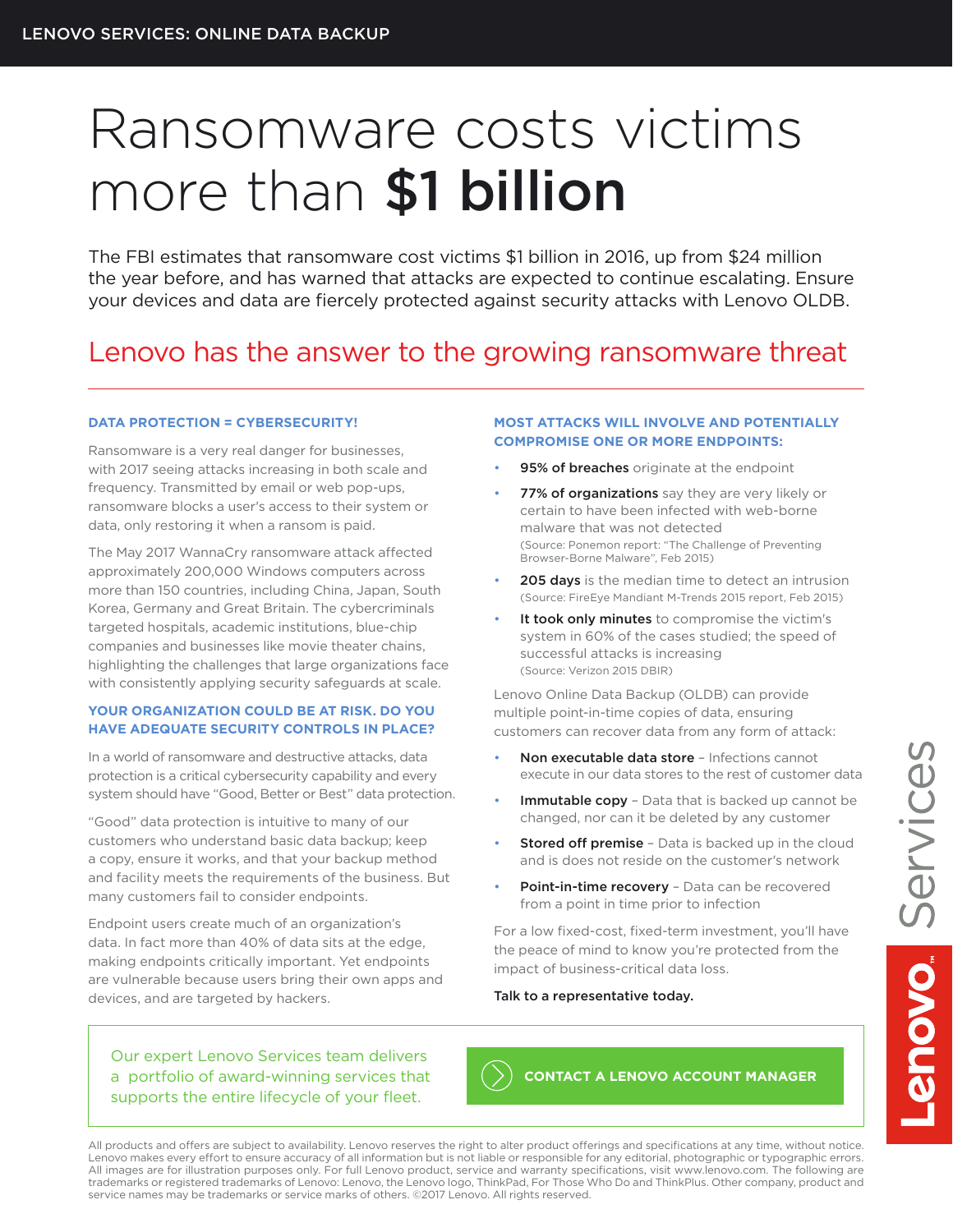# Ransomware costs victims more than **$1 billion**

The FBI estimates that ransomware cost victims $1 billion in 2016, up from $24 million the year before, and has warned that attacks are expected to continue escalating. Ensure your devices and data are fiercely protected against security attacks with Lenovo OLDB.

## Lenovo has the answer to the growing ransomware threat

### DATA PROTECTION = CYBERSECURITY!

Ransomware is a very real danger for businesses, with 2017 seeing attacks increasing in both scale and frequency. Transmitted by email or web pop-ups, ransomware blocks a user's access to their system or data, only restoring it when a ransom is paid.

The May 2017 WannaCry ransomware attack affected approximately 200,000 Windows computers across more than 150 countries, including China, Japan, South Korea, Germany and Great Britain. The cybercriminals targeted hospitals, academic institutions, blue-chip companies and businesses like movie theater chains, highlighting the challenges that large organizations face with consistently applying security safeguards at scale.

### YOUR ORGANIZATION COULD BE AT RISK. DO YOU HAVE ADEQUATE SECURITY CONTROLS IN PLACE?

In a world of ransomware and destructive attacks, data protection is a critical cybersecurity capability and every system should have "Good, Better or Best" data protection.

"Good" data protection is intuitive to many of our customers who understand basic data backup; keep a copy, ensure it works, and that your backup method and facility meets the requirements of the business. But many customers fail to consider endpoints.

Endpoint users create much of an organization's data. In fact more than 40% of data sits at the edge, making endpoints critically important. Yet endpoints are vulnerable because users bring their own apps and devices, and are targeted by hackers.

### MOST ATTACKS WILL INVOLVE AND POTENTIALLY COMPROMISE ONE OR MORE ENDPOINTS:

- **95% of breaches** originate at the endpoint
- **77% of organizations** say they are very likely or certain to have been infected with web-borne malware that was not detected
  (Source: Ponemon report: "The Challenge of Preventing Browser-Borne Malware", Feb 2015)
- **205 days** is the median time to detect an intrusion
  (Source: FireEye Mandiant M-Trends 2015 report, Feb 2015)
- **It took only minutes** to compromise the victim's system in 60% of the cases studied; the speed of successful attacks is increasing
  (Source: Verizon 2015 DBIR)

Lenovo Online Data Backup (OLDB) can provide multiple point-in-time copies of data, ensuring customers can recover data from any form of attack:

- **Non executable data store** – Infections cannot execute in our data stores to the rest of customer data
- **Immutable copy** – Data that is backed up cannot be changed, nor can it be deleted by any customer
- **Stored off premise** – Data is backed up in the cloud and is does not reside on the customer's network
- **Point-in-time recovery** – Data can be recovered from a point in time prior to infection

For a low fixed-cost, fixed-term investment, you'll have the peace of mind to know you're protected from the impact of business-critical data loss.

**Talk to a representative today.**

Our expert Lenovo Services team delivers a portfolio of award-winning services that supports the entire lifecycle of your fleet.

**CONTACT A LENOVO ACCOUNT MANAGER**

All products and offers are subject to availability. Lenovo reserves the right to alter product offerings and specifications at any time, without notice. Lenovo makes every effort to ensure accuracy of all information but is not liable or responsible for any editorial, photographic or typographic errors. All images are for illustration purposes only. For full Lenovo product, service and warranty specifications, visit www.lenovo.com. The following are trademarks or registered trademarks of Lenovo: Lenovo, the Lenovo logo, ThinkPad, For Those Who Do and ThinkPlus. Other company, product and service names may be trademarks or service marks of others. ©2017 Lenovo. All rights reserved.